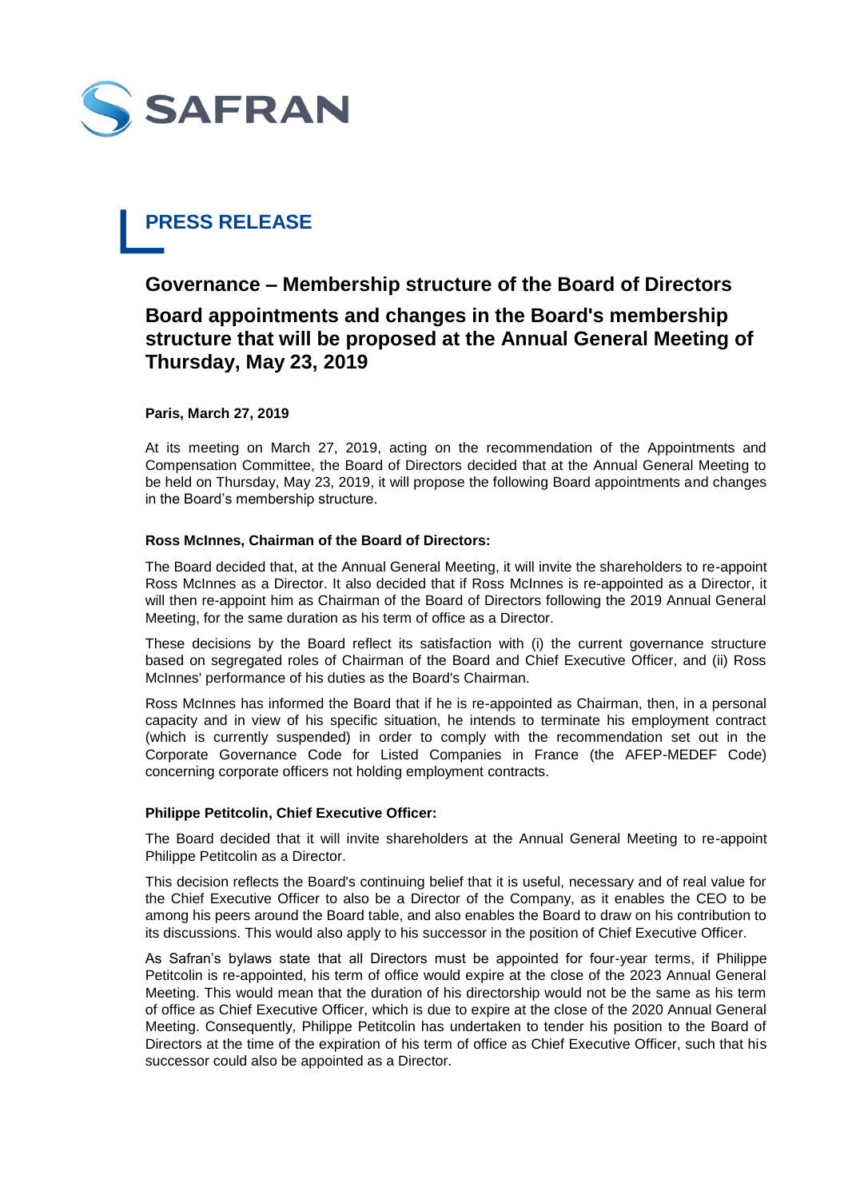SAFRAN

# PRESS RELEASE

## Governance – Membership structure of the Board of Directors

## Board appointments and changes in the Board's membership structure that will be proposed at the Annual General Meeting of Thursday, May 23, 2019

**Paris, March 27, 2019**

At its meeting on March 27, 2019, acting on the recommendation of the Appointments and Compensation Committee, the Board of Directors decided that at the Annual General Meeting to be held on Thursday, May 23, 2019, it will propose the following Board appointments and changes in the Board's membership structure.

**Ross McInnes, Chairman of the Board of Directors:**

The Board decided that, at the Annual General Meeting, it will invite the shareholders to re-appoint Ross McInnes as a Director. It also decided that if Ross McInnes is re-appointed as a Director, it will then re-appoint him as Chairman of the Board of Directors following the 2019 Annual General Meeting, for the same duration as his term of office as a Director.

These decisions by the Board reflect its satisfaction with (i) the current governance structure based on segregated roles of Chairman of the Board and Chief Executive Officer, and (ii) Ross McInnes' performance of his duties as the Board's Chairman.

Ross McInnes has informed the Board that if he is re-appointed as Chairman, then, in a personal capacity and in view of his specific situation, he intends to terminate his employment contract (which is currently suspended) in order to comply with the recommendation set out in the Corporate Governance Code for Listed Companies in France (the AFEP-MEDEF Code) concerning corporate officers not holding employment contracts.

**Philippe Petitcolin, Chief Executive Officer:**

The Board decided that it will invite shareholders at the Annual General Meeting to re-appoint Philippe Petitcolin as a Director.

This decision reflects the Board's continuing belief that it is useful, necessary and of real value for the Chief Executive Officer to also be a Director of the Company, as it enables the CEO to be among his peers around the Board table, and also enables the Board to draw on his contribution to its discussions. This would also apply to his successor in the position of Chief Executive Officer.

As Safran's bylaws state that all Directors must be appointed for four-year terms, if Philippe Petitcolin is re-appointed, his term of office would expire at the close of the 2023 Annual General Meeting. This would mean that the duration of his directorship would not be the same as his term of office as Chief Executive Officer, which is due to expire at the close of the 2020 Annual General Meeting. Consequently, Philippe Petitcolin has undertaken to tender his position to the Board of Directors at the time of the expiration of his term of office as Chief Executive Officer, such that his successor could also be appointed as a Director.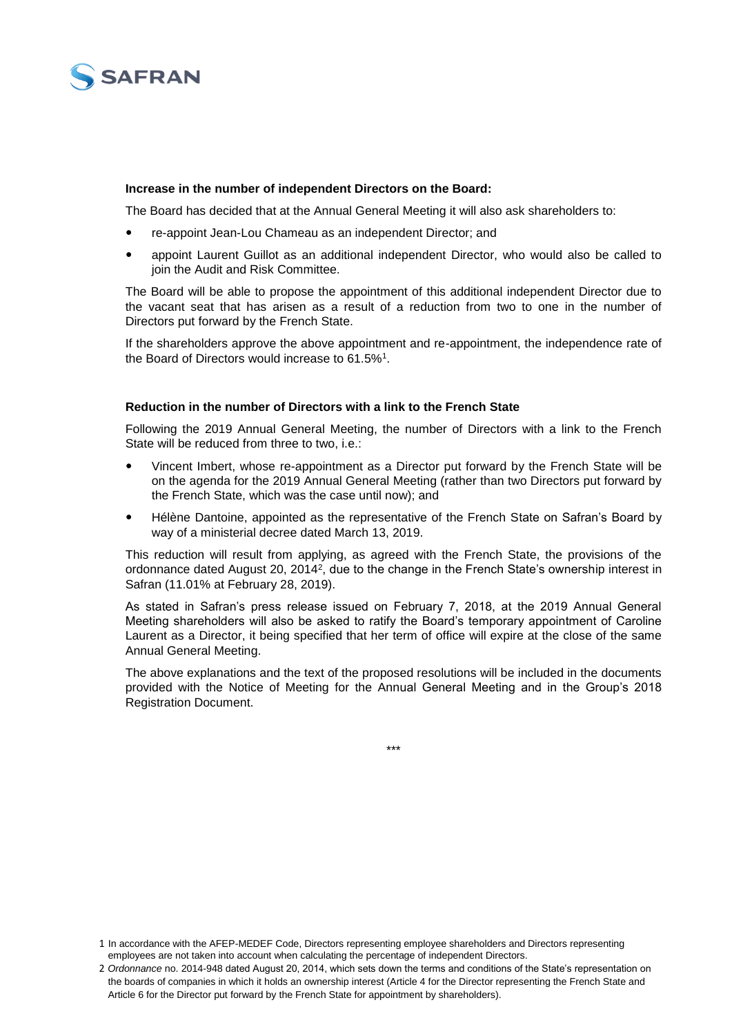**Increase in the number of independent Directors on the Board:**

The Board has decided that at the Annual General Meeting it will also ask shareholders to:

- re-appoint Jean-Lou Chameau as an independent Director; and
- appoint Laurent Guillot as an additional independent Director, who would also be called to join the Audit and Risk Committee.

The Board will be able to propose the appointment of this additional independent Director due to the vacant seat that has arisen as a result of a reduction from two to one in the number of Directors put forward by the French State.

If the shareholders approve the above appointment and re-appointment, the independence rate of the Board of Directors would increase to 61.5%[1].

**Reduction in the number of Directors with a link to the French State**

Following the 2019 Annual General Meeting, the number of Directors with a link to the French State will be reduced from three to two, i.e.:

- Vincent Imbert, whose re-appointment as a Director put forward by the French State will be on the agenda for the 2019 Annual General Meeting (rather than two Directors put forward by the French State, which was the case until now); and
- Hélène Dantoine, appointed as the representative of the French State on Safran's Board by way of a ministerial decree dated March 13, 2019.

This reduction will result from applying, as agreed with the French State, the provisions of the ordonnance dated August 20, 2014[2], due to the change in the French State's ownership interest in Safran (11.01% at February 28, 2019).

As stated in Safran's press release issued on February 7, 2018, at the 2019 Annual General Meeting shareholders will also be asked to ratify the Board's temporary appointment of Caroline Laurent as a Director, it being specified that her term of office will expire at the close of the same Annual General Meeting.

The above explanations and the text of the proposed resolutions will be included in the documents provided with the Notice of Meeting for the Annual General Meeting and in the Group's 2018 Registration Document.

\*\*\*

1 In accordance with the AFEP-MEDEF Code, Directors representing employee shareholders and Directors representing employees are not taken into account when calculating the percentage of independent Directors.

2 *Ordonnance* no. 2014-948 dated August 20, 2014, which sets down the terms and conditions of the State's representation on the boards of companies in which it holds an ownership interest (Article 4 for the Director representing the French State and Article 6 for the Director put forward by the French State for appointment by shareholders).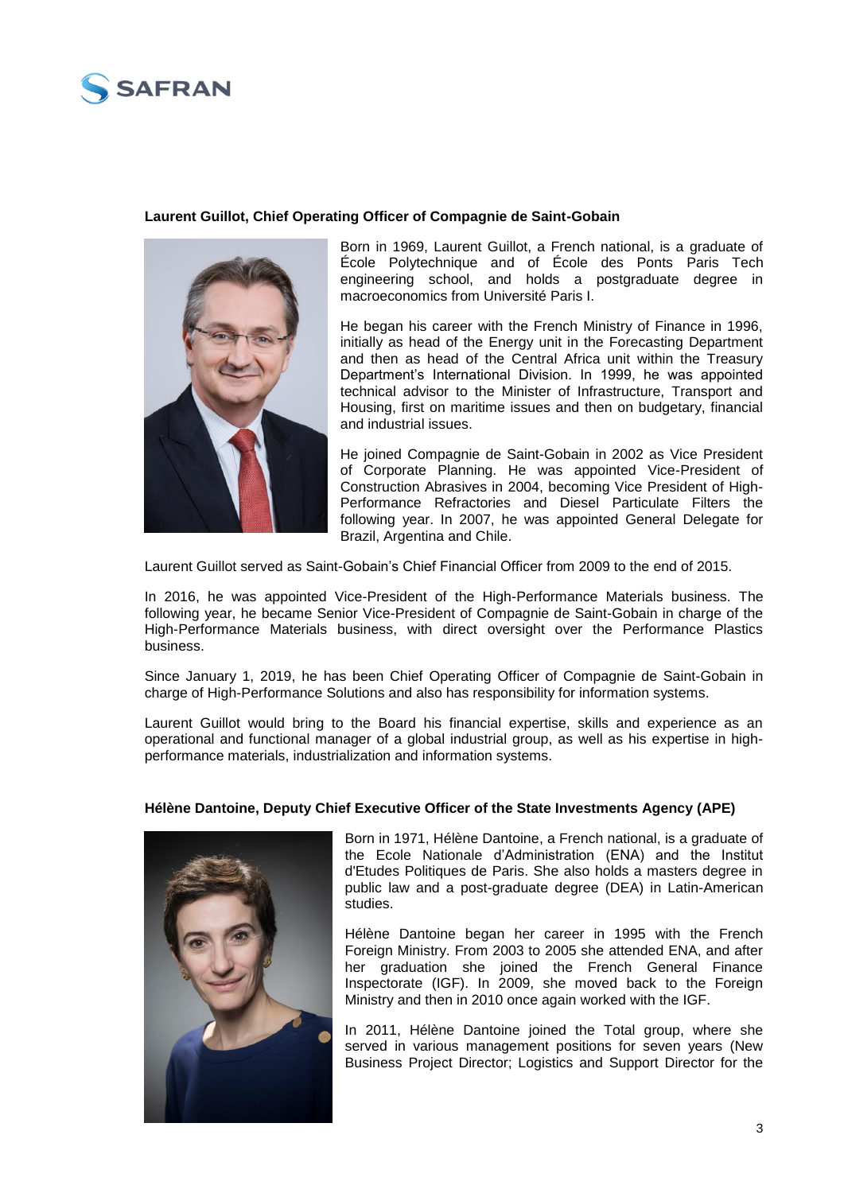**Laurent Guillot, Chief Operating Officer of Compagnie de Saint-Gobain**

Born in 1969, Laurent Guillot, a French national, is a graduate of École Polytechnique and of École des Ponts Paris Tech engineering school, and holds a postgraduate degree in macroeconomics from Université Paris I.

He began his career with the French Ministry of Finance in 1996, initially as head of the Energy unit in the Forecasting Department and then as head of the Central Africa unit within the Treasury Department's International Division. In 1999, he was appointed technical advisor to the Minister of Infrastructure, Transport and Housing, first on maritime issues and then on budgetary, financial and industrial issues.

He joined Compagnie de Saint-Gobain in 2002 as Vice President of Corporate Planning. He was appointed Vice-President of Construction Abrasives in 2004, becoming Vice President of High-Performance Refractories and Diesel Particulate Filters the following year. In 2007, he was appointed General Delegate for Brazil, Argentina and Chile.

Laurent Guillot served as Saint-Gobain's Chief Financial Officer from 2009 to the end of 2015.

In 2016, he was appointed Vice-President of the High-Performance Materials business. The following year, he became Senior Vice-President of Compagnie de Saint-Gobain in charge of the High-Performance Materials business, with direct oversight over the Performance Plastics business.

Since January 1, 2019, he has been Chief Operating Officer of Compagnie de Saint-Gobain in charge of High-Performance Solutions and also has responsibility for information systems.

Laurent Guillot would bring to the Board his financial expertise, skills and experience as an operational and functional manager of a global industrial group, as well as his expertise in high-performance materials, industrialization and information systems.

**Hélène Dantoine, Deputy Chief Executive Officer of the State Investments Agency (APE)**

Born in 1971, Hélène Dantoine, a French national, is a graduate of the Ecole Nationale d'Administration (ENA) and the Institut d'Etudes Politiques de Paris. She also holds a masters degree in public law and a post-graduate degree (DEA) in Latin-American studies.

Hélène Dantoine began her career in 1995 with the French Foreign Ministry. From 2003 to 2005 she attended ENA, and after her graduation she joined the French General Finance Inspectorate (IGF). In 2009, she moved back to the Foreign Ministry and then in 2010 once again worked with the IGF.

In 2011, Hélène Dantoine joined the Total group, where she served in various management positions for seven years (New Business Project Director; Logistics and Support Director for the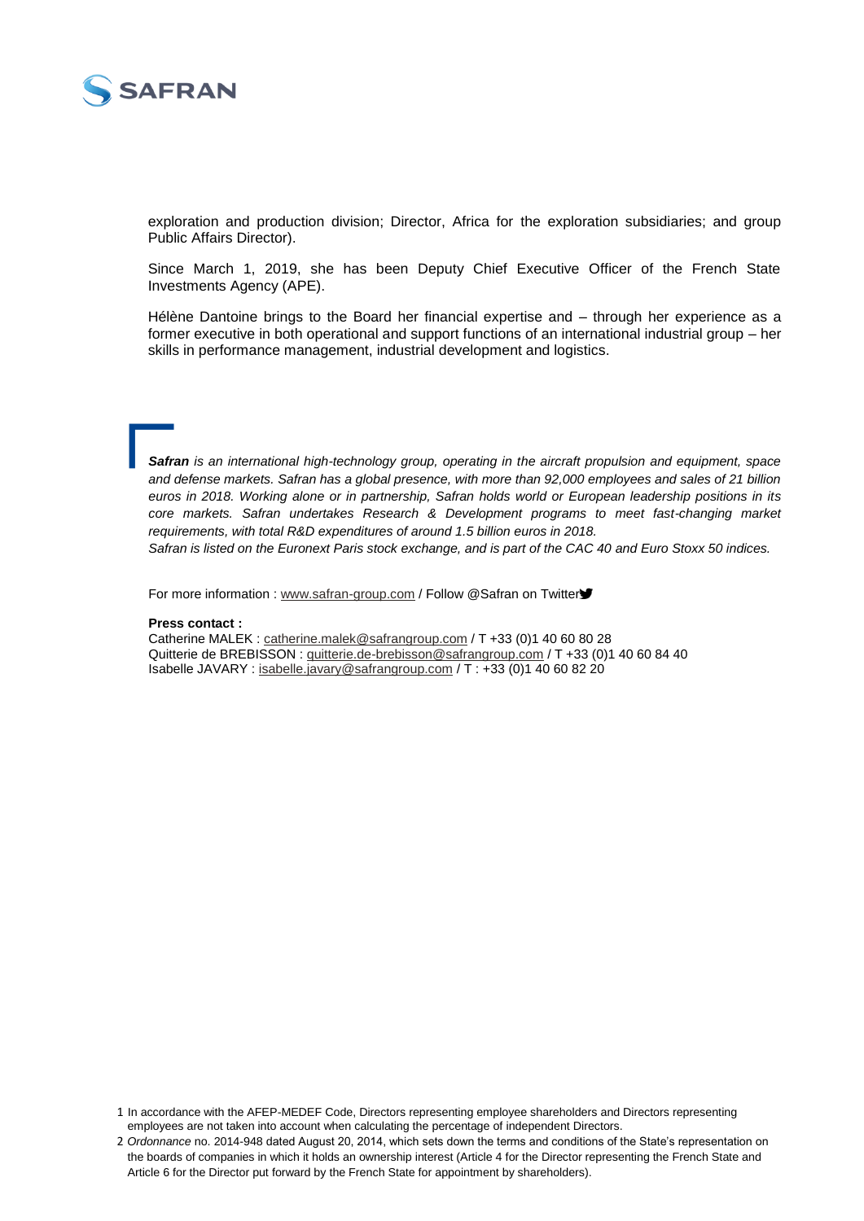exploration and production division; Director, Africa for the exploration subsidiaries; and group Public Affairs Director).

Since March 1, 2019, she has been Deputy Chief Executive Officer of the French State Investments Agency (APE).

Hélène Dantoine brings to the Board her financial expertise and – through her experience as a former executive in both operational and support functions of an international industrial group – her skills in performance management, industrial development and logistics.

***Safran** is an international high-technology group, operating in the aircraft propulsion and equipment, space and defense markets. Safran has a global presence, with more than 92,000 employees and sales of 21 billion euros in 2018. Working alone or in partnership, Safran holds world or European leadership positions in its core markets. Safran undertakes Research & Development programs to meet fast-changing market requirements, with total R&D expenditures of around 1.5 billion euros in 2018.*
*Safran is listed on the Euronext Paris stock exchange, and is part of the CAC 40 and Euro Stoxx 50 indices.*

For more information : www.safran-group.com / Follow @Safran on Twitter

**Press contact :**
Catherine MALEK : catherine.malek@safrangroup.com / T +33 (0)1 40 60 80 28
Quitterie de BREBISSON : quitterie.de-brebisson@safrangroup.com / T +33 (0)1 40 60 84 40
Isabelle JAVARY : isabelle.javary@safrangroup.com / T : +33 (0)1 40 60 82 20

1 In accordance with the AFEP-MEDEF Code, Directors representing employee shareholders and Directors representing employees are not taken into account when calculating the percentage of independent Directors.

2 *Ordonnance* no. 2014-948 dated August 20, 2014, which sets down the terms and conditions of the State's representation on the boards of companies in which it holds an ownership interest (Article 4 for the Director representing the French State and Article 6 for the Director put forward by the French State for appointment by shareholders).